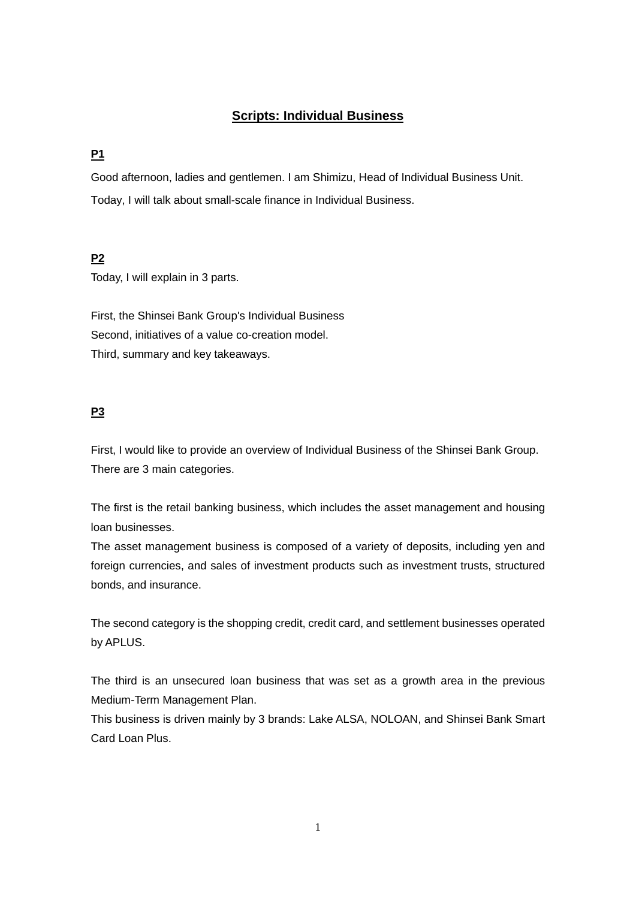# Scripts: Individual Business

## P1

Good afternoon, ladies and gentlemen. I am Shimizu, Head of Individual Business Unit.

Today, I will talk about small-scale finance in Individual Business.

## P2

Today, I will explain in 3 parts.

First, the Shinsei Bank Group's Individual Business
Second, initiatives of a value co-creation model.
Third, summary and key takeaways.

## P3

First, I would like to provide an overview of Individual Business of the Shinsei Bank Group. There are 3 main categories.

The first is the retail banking business, which includes the asset management and housing loan businesses.
The asset management business is composed of a variety of deposits, including yen and foreign currencies, and sales of investment products such as investment trusts, structured bonds, and insurance.

The second category is the shopping credit, credit card, and settlement businesses operated by APLUS.

The third is an unsecured loan business that was set as a growth area in the previous Medium-Term Management Plan.
This business is driven mainly by 3 brands: Lake ALSA, NOLOAN, and Shinsei Bank Smart Card Loan Plus.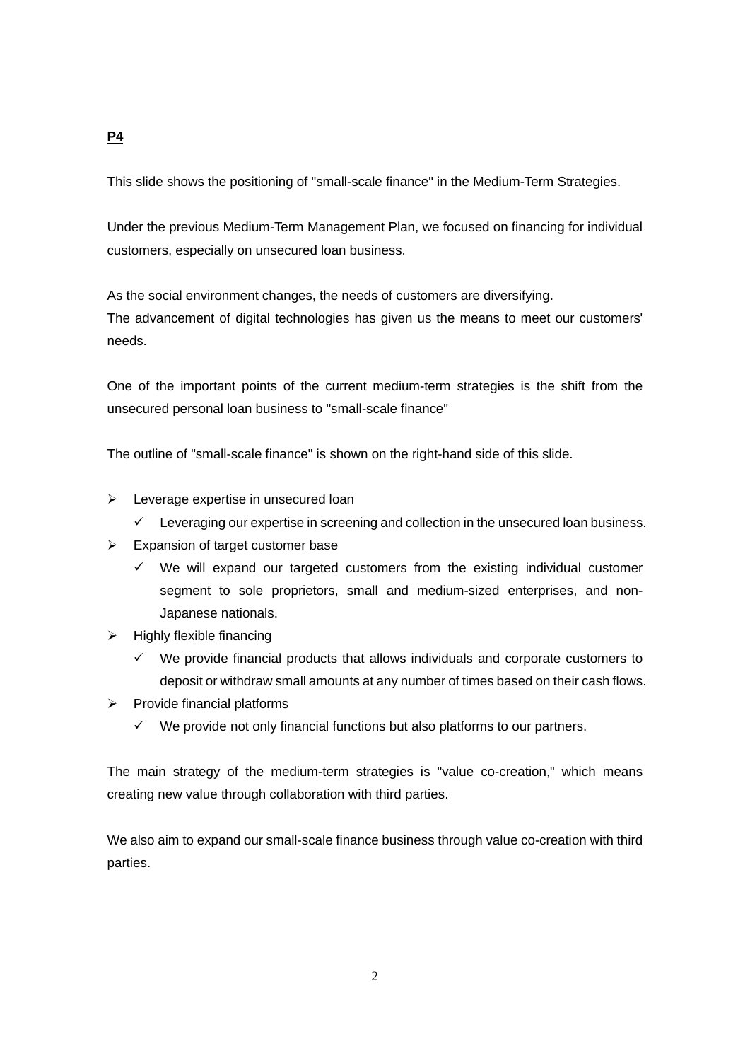**P4**

This slide shows the positioning of "small-scale finance" in the Medium-Term Strategies.

Under the previous Medium-Term Management Plan, we focused on financing for individual customers, especially on unsecured loan business.

As the social environment changes, the needs of customers are diversifying.
The advancement of digital technologies has given us the means to meet our customers' needs.

One of the important points of the current medium-term strategies is the shift from the unsecured personal loan business to "small-scale finance"

The outline of "small-scale finance" is shown on the right-hand side of this slide.

- Leverage expertise in unsecured loan
  - ✓ Leveraging our expertise in screening and collection in the unsecured loan business.
- Expansion of target customer base
  - ✓ We will expand our targeted customers from the existing individual customer segment to sole proprietors, small and medium-sized enterprises, and non-Japanese nationals.
- Highly flexible financing
  - ✓ We provide financial products that allows individuals and corporate customers to deposit or withdraw small amounts at any number of times based on their cash flows.
- Provide financial platforms
  - ✓ We provide not only financial functions but also platforms to our partners.

The main strategy of the medium-term strategies is "value co-creation," which means creating new value through collaboration with third parties.

We also aim to expand our small-scale finance business through value co-creation with third parties.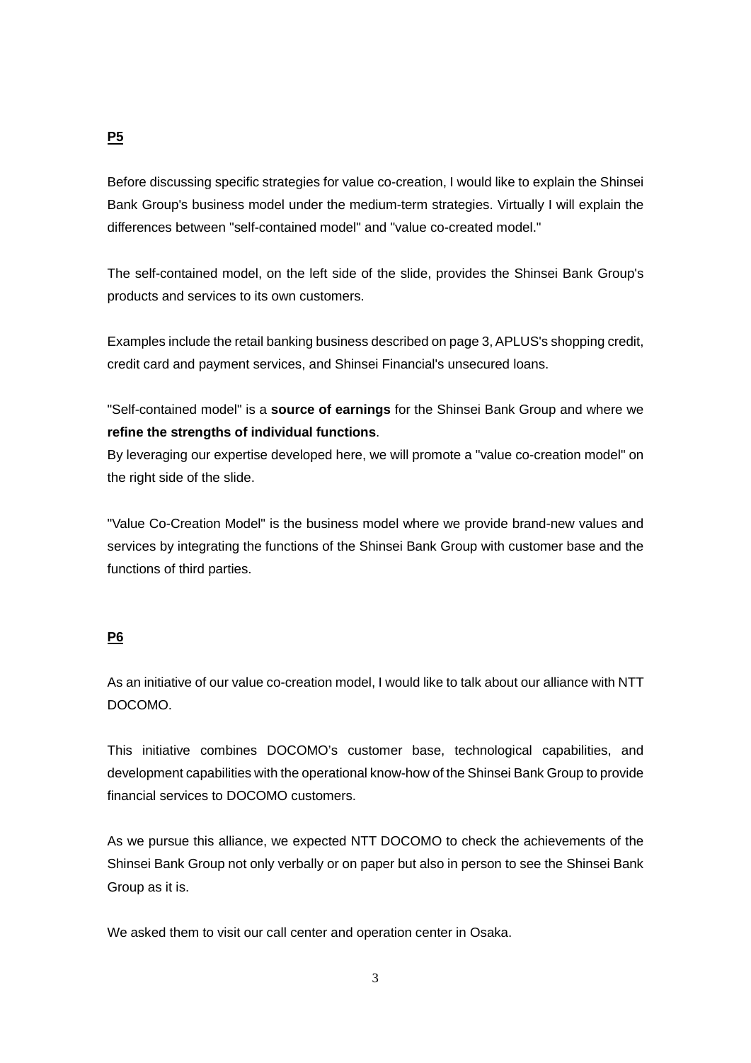**P5**

Before discussing specific strategies for value co-creation, I would like to explain the Shinsei Bank Group's business model under the medium-term strategies. Virtually I will explain the differences between "self-contained model" and "value co-created model."

The self-contained model, on the left side of the slide, provides the Shinsei Bank Group's products and services to its own customers.

Examples include the retail banking business described on page 3, APLUS's shopping credit, credit card and payment services, and Shinsei Financial's unsecured loans.

"Self-contained model" is a **source of earnings** for the Shinsei Bank Group and where we **refine the strengths of individual functions**.
By leveraging our expertise developed here, we will promote a "value co-creation model" on the right side of the slide.

"Value Co-Creation Model" is the business model where we provide brand-new values and services by integrating the functions of the Shinsei Bank Group with customer base and the functions of third parties.

**P6**

As an initiative of our value co-creation model, I would like to talk about our alliance with NTT DOCOMO.

This initiative combines DOCOMO's customer base, technological capabilities, and development capabilities with the operational know-how of the Shinsei Bank Group to provide financial services to DOCOMO customers.

As we pursue this alliance, we expected NTT DOCOMO to check the achievements of the Shinsei Bank Group not only verbally or on paper but also in person to see the Shinsei Bank Group as it is.

We asked them to visit our call center and operation center in Osaka.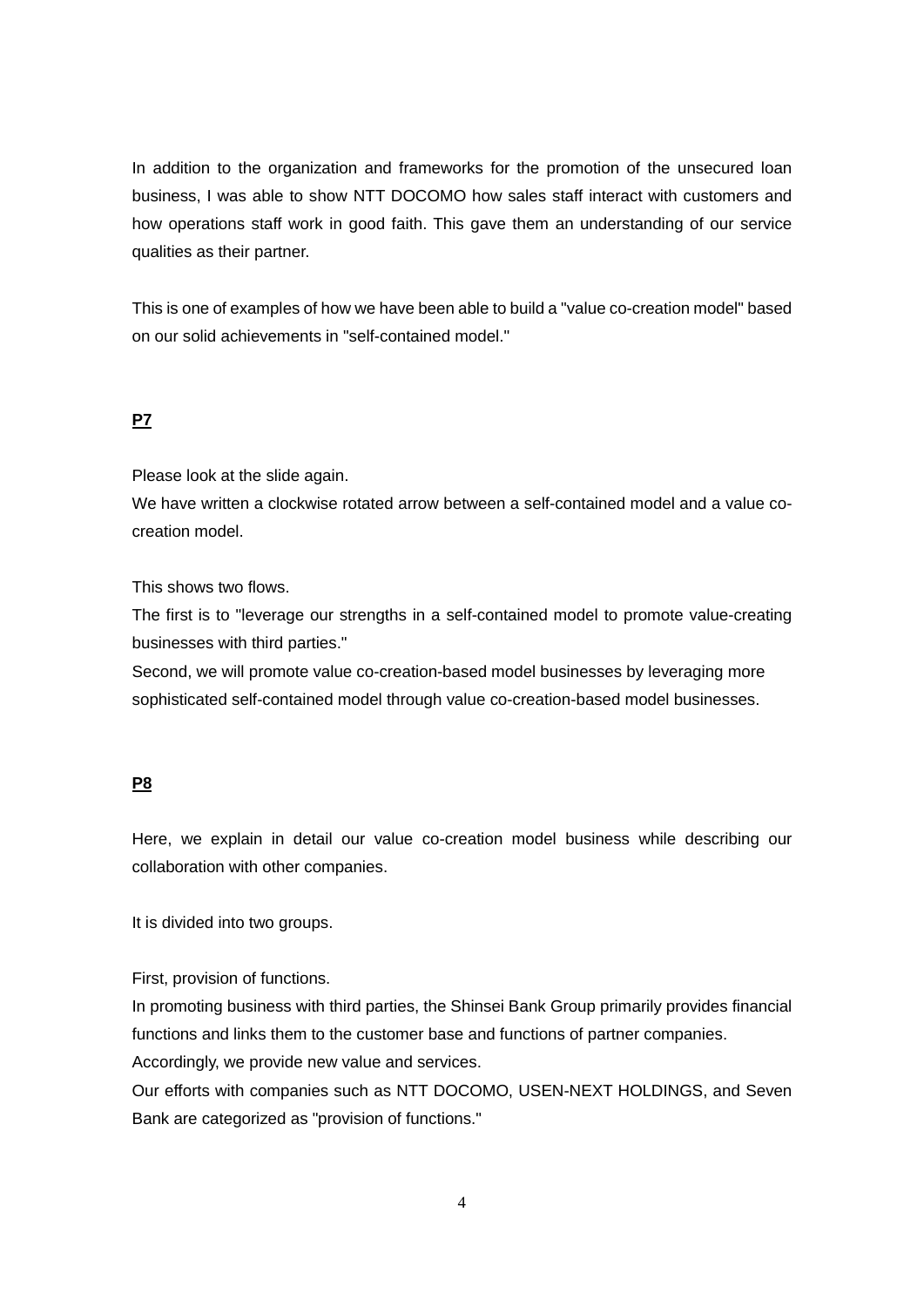In addition to the organization and frameworks for the promotion of the unsecured loan business, I was able to show NTT DOCOMO how sales staff interact with customers and how operations staff work in good faith. This gave them an understanding of our service qualities as their partner.

This is one of examples of how we have been able to build a "value co-creation model" based on our solid achievements in "self-contained model."

**P7**

Please look at the slide again.
We have written a clockwise rotated arrow between a self-contained model and a value co-creation model.

This shows two flows.
The first is to "leverage our strengths in a self-contained model to promote value-creating businesses with third parties."
Second, we will promote value co-creation-based model businesses by leveraging more sophisticated self-contained model through value co-creation-based model businesses.

**P8**

Here, we explain in detail our value co-creation model business while describing our collaboration with other companies.

It is divided into two groups.

First, provision of functions.
In promoting business with third parties, the Shinsei Bank Group primarily provides financial functions and links them to the customer base and functions of partner companies.
Accordingly, we provide new value and services.
Our efforts with companies such as NTT DOCOMO, USEN-NEXT HOLDINGS, and Seven Bank are categorized as "provision of functions."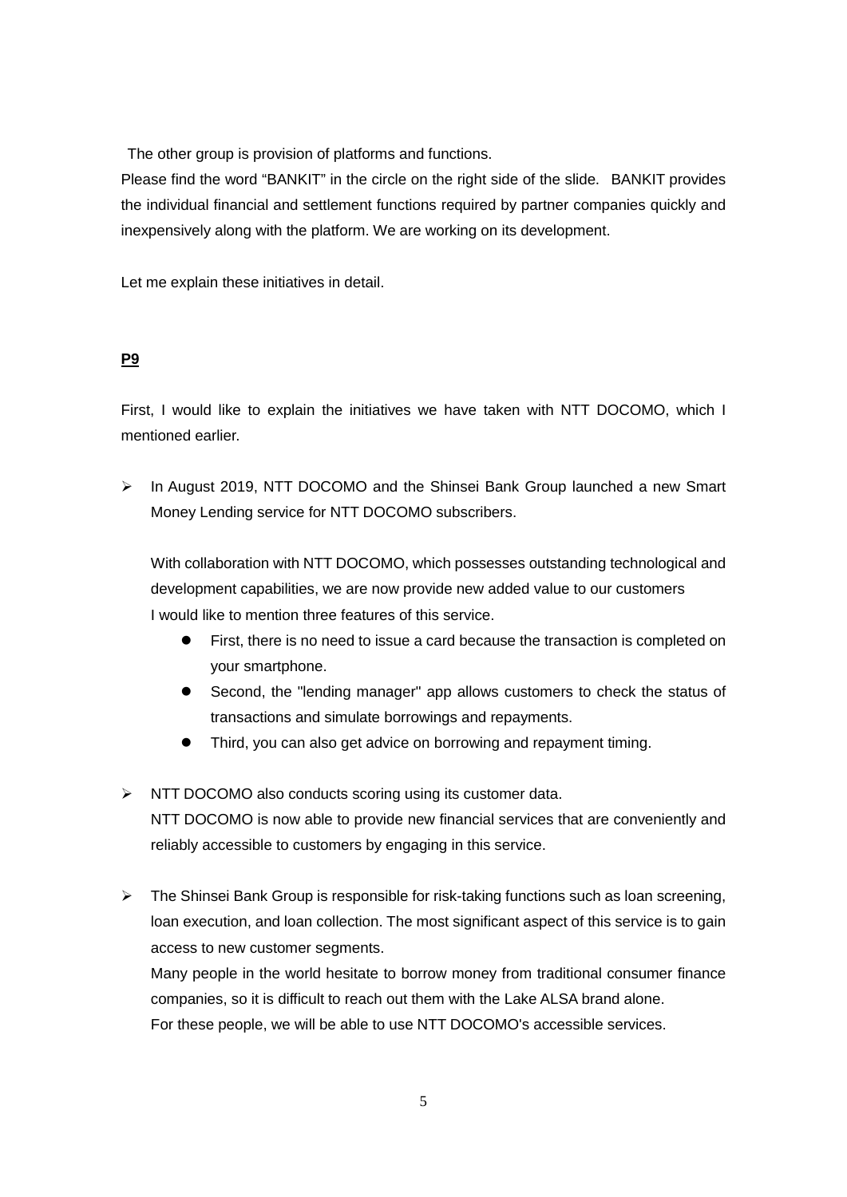The other group is provision of platforms and functions.

Please find the word "BANKIT" in the circle on the right side of the slide. BANKIT provides the individual financial and settlement functions required by partner companies quickly and inexpensively along with the platform. We are working on its development.

Let me explain these initiatives in detail.

**P9**

First, I would like to explain the initiatives we have taken with NTT DOCOMO, which I mentioned earlier.

- In August 2019, NTT DOCOMO and the Shinsei Bank Group launched a new Smart Money Lending service for NTT DOCOMO subscribers.

  With collaboration with NTT DOCOMO, which possesses outstanding technological and development capabilities, we are now provide new added value to our customers
  I would like to mention three features of this service.

  - First, there is no need to issue a card because the transaction is completed on your smartphone.
  - Second, the "lending manager" app allows customers to check the status of transactions and simulate borrowings and repayments.
  - Third, you can also get advice on borrowing and repayment timing.

- NTT DOCOMO also conducts scoring using its customer data.
  NTT DOCOMO is now able to provide new financial services that are conveniently and reliably accessible to customers by engaging in this service.

- The Shinsei Bank Group is responsible for risk-taking functions such as loan screening, loan execution, and loan collection. The most significant aspect of this service is to gain access to new customer segments.
  Many people in the world hesitate to borrow money from traditional consumer finance companies, so it is difficult to reach out them with the Lake ALSA brand alone.
  For these people, we will be able to use NTT DOCOMO's accessible services.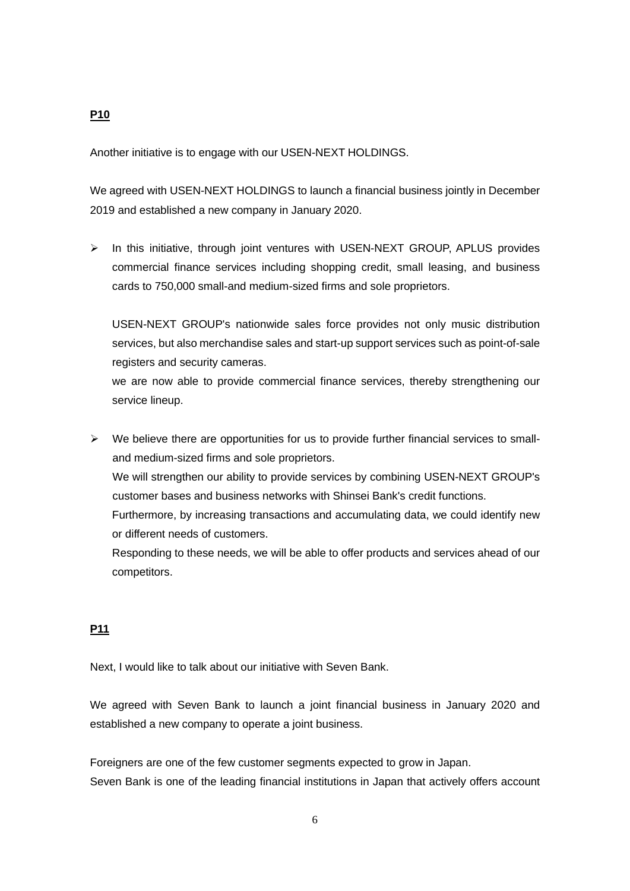**P10**

Another initiative is to engage with our USEN-NEXT HOLDINGS.

We agreed with USEN-NEXT HOLDINGS to launch a financial business jointly in December 2019 and established a new company in January 2020.

- In this initiative, through joint ventures with USEN-NEXT GROUP, APLUS provides commercial finance services including shopping credit, small leasing, and business cards to 750,000 small-and medium-sized firms and sole proprietors.

  USEN-NEXT GROUP's nationwide sales force provides not only music distribution services, but also merchandise sales and start-up support services such as point-of-sale registers and security cameras.
  we are now able to provide commercial finance services, thereby strengthening our service lineup.

- We believe there are opportunities for us to provide further financial services to small-and medium-sized firms and sole proprietors.
  We will strengthen our ability to provide services by combining USEN-NEXT GROUP's customer bases and business networks with Shinsei Bank's credit functions.
  Furthermore, by increasing transactions and accumulating data, we could identify new or different needs of customers.
  Responding to these needs, we will be able to offer products and services ahead of our competitors.

**P11**

Next, I would like to talk about our initiative with Seven Bank.

We agreed with Seven Bank to launch a joint financial business in January 2020 and established a new company to operate a joint business.

Foreigners are one of the few customer segments expected to grow in Japan.
Seven Bank is one of the leading financial institutions in Japan that actively offers account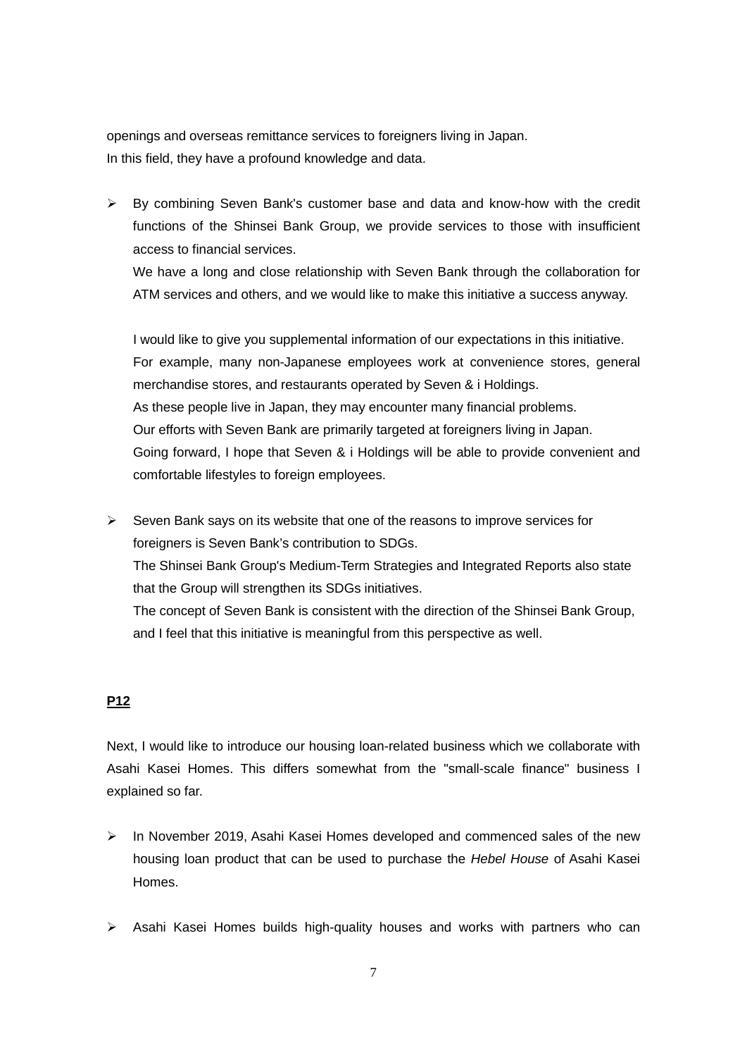openings and overseas remittance services to foreigners living in Japan.
In this field, they have a profound knowledge and data.

- By combining Seven Bank's customer base and data and know-how with the credit functions of the Shinsei Bank Group, we provide services to those with insufficient access to financial services.
  We have a long and close relationship with Seven Bank through the collaboration for ATM services and others, and we would like to make this initiative a success anyway.

  I would like to give you supplemental information of our expectations in this initiative.
  For example, many non-Japanese employees work at convenience stores, general merchandise stores, and restaurants operated by Seven & i Holdings.
  As these people live in Japan, they may encounter many financial problems.
  Our efforts with Seven Bank are primarily targeted at foreigners living in Japan.
  Going forward, I hope that Seven & i Holdings will be able to provide convenient and comfortable lifestyles to foreign employees.

- Seven Bank says on its website that one of the reasons to improve services for foreigners is Seven Bank's contribution to SDGs.
  The Shinsei Bank Group's Medium-Term Strategies and Integrated Reports also state that the Group will strengthen its SDGs initiatives.
  The concept of Seven Bank is consistent with the direction of the Shinsei Bank Group, and I feel that this initiative is meaningful from this perspective as well.

**P12**

Next, I would like to introduce our housing loan-related business which we collaborate with Asahi Kasei Homes. This differs somewhat from the "small-scale finance" business I explained so far.

- In November 2019, Asahi Kasei Homes developed and commenced sales of the new housing loan product that can be used to purchase the *Hebel House* of Asahi Kasei Homes.

- Asahi Kasei Homes builds high-quality houses and works with partners who can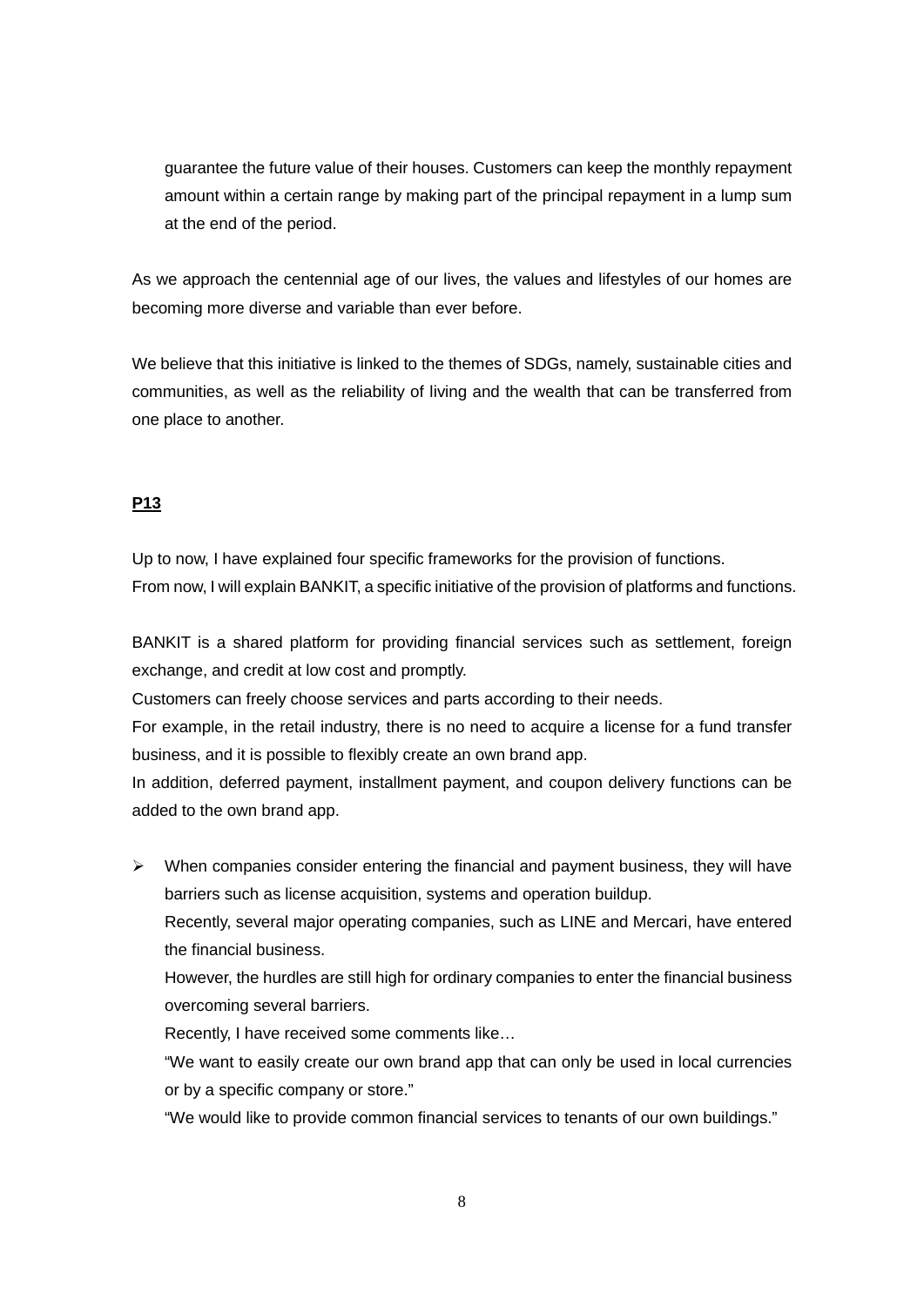guarantee the future value of their houses. Customers can keep the monthly repayment amount within a certain range by making part of the principal repayment in a lump sum at the end of the period.

As we approach the centennial age of our lives, the values and lifestyles of our homes are becoming more diverse and variable than ever before.

We believe that this initiative is linked to the themes of SDGs, namely, sustainable cities and communities, as well as the reliability of living and the wealth that can be transferred from one place to another.

**P13**

Up to now, I have explained four specific frameworks for the provision of functions.
From now, I will explain BANKIT, a specific initiative of the provision of platforms and functions.

BANKIT is a shared platform for providing financial services such as settlement, foreign exchange, and credit at low cost and promptly.
Customers can freely choose services and parts according to their needs.
For example, in the retail industry, there is no need to acquire a license for a fund transfer business, and it is possible to flexibly create an own brand app.
In addition, deferred payment, installment payment, and coupon delivery functions can be added to the own brand app.

- When companies consider entering the financial and payment business, they will have barriers such as license acquisition, systems and operation buildup.
  Recently, several major operating companies, such as LINE and Mercari, have entered the financial business.
  However, the hurdles are still high for ordinary companies to enter the financial business overcoming several barriers.
  Recently, I have received some comments like…
  "We want to easily create our own brand app that can only be used in local currencies or by a specific company or store."
  "We would like to provide common financial services to tenants of our own buildings."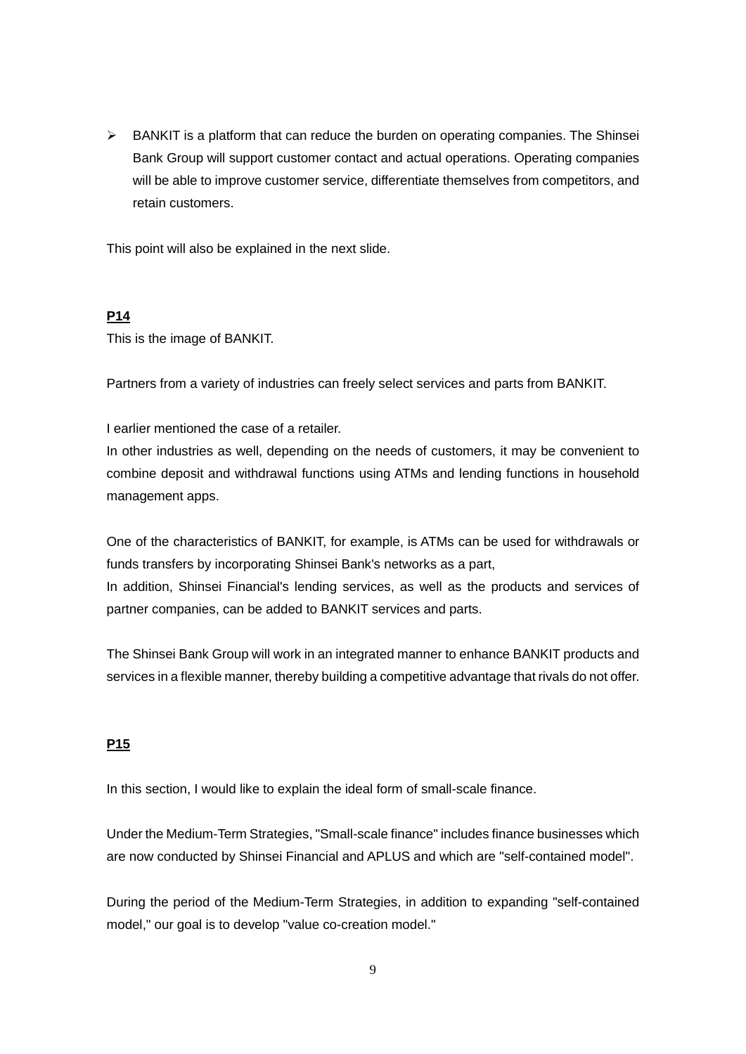- BANKIT is a platform that can reduce the burden on operating companies. The Shinsei Bank Group will support customer contact and actual operations. Operating companies will be able to improve customer service, differentiate themselves from competitors, and retain customers.

This point will also be explained in the next slide.

**P14**

This is the image of BANKIT.

Partners from a variety of industries can freely select services and parts from BANKIT.

I earlier mentioned the case of a retailer.
In other industries as well, depending on the needs of customers, it may be convenient to combine deposit and withdrawal functions using ATMs and lending functions in household management apps.

One of the characteristics of BANKIT, for example, is ATMs can be used for withdrawals or funds transfers by incorporating Shinsei Bank's networks as a part,
In addition, Shinsei Financial's lending services, as well as the products and services of partner companies, can be added to BANKIT services and parts.

The Shinsei Bank Group will work in an integrated manner to enhance BANKIT products and services in a flexible manner, thereby building a competitive advantage that rivals do not offer.

**P15**

In this section, I would like to explain the ideal form of small-scale finance.

Under the Medium-Term Strategies, "Small-scale finance" includes finance businesses which are now conducted by Shinsei Financial and APLUS and which are "self-contained model".

During the period of the Medium-Term Strategies, in addition to expanding "self-contained model," our goal is to develop "value co-creation model."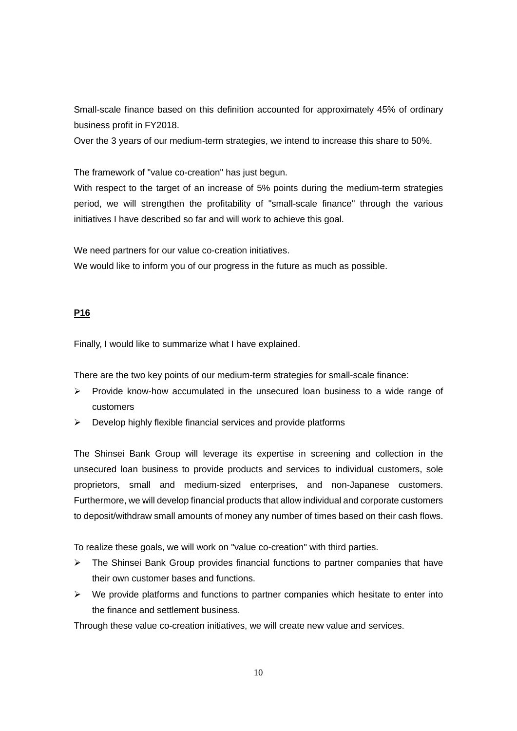Small-scale finance based on this definition accounted for approximately 45% of ordinary business profit in FY2018.

Over the 3 years of our medium-term strategies, we intend to increase this share to 50%.

The framework of "value co-creation" has just begun.

With respect to the target of an increase of 5% points during the medium-term strategies period, we will strengthen the profitability of "small-scale finance" through the various initiatives I have described so far and will work to achieve this goal.

We need partners for our value co-creation initiatives.

We would like to inform you of our progress in the future as much as possible.

**P16**

Finally, I would like to summarize what I have explained.

There are the two key points of our medium-term strategies for small-scale finance:

- Provide know-how accumulated in the unsecured loan business to a wide range of customers
- Develop highly flexible financial services and provide platforms

The Shinsei Bank Group will leverage its expertise in screening and collection in the unsecured loan business to provide products and services to individual customers, sole proprietors, small and medium-sized enterprises, and non-Japanese customers. Furthermore, we will develop financial products that allow individual and corporate customers to deposit/withdraw small amounts of money any number of times based on their cash flows.

To realize these goals, we will work on "value co-creation" with third parties.

- The Shinsei Bank Group provides financial functions to partner companies that have their own customer bases and functions.
- We provide platforms and functions to partner companies which hesitate to enter into the finance and settlement business.

Through these value co-creation initiatives, we will create new value and services.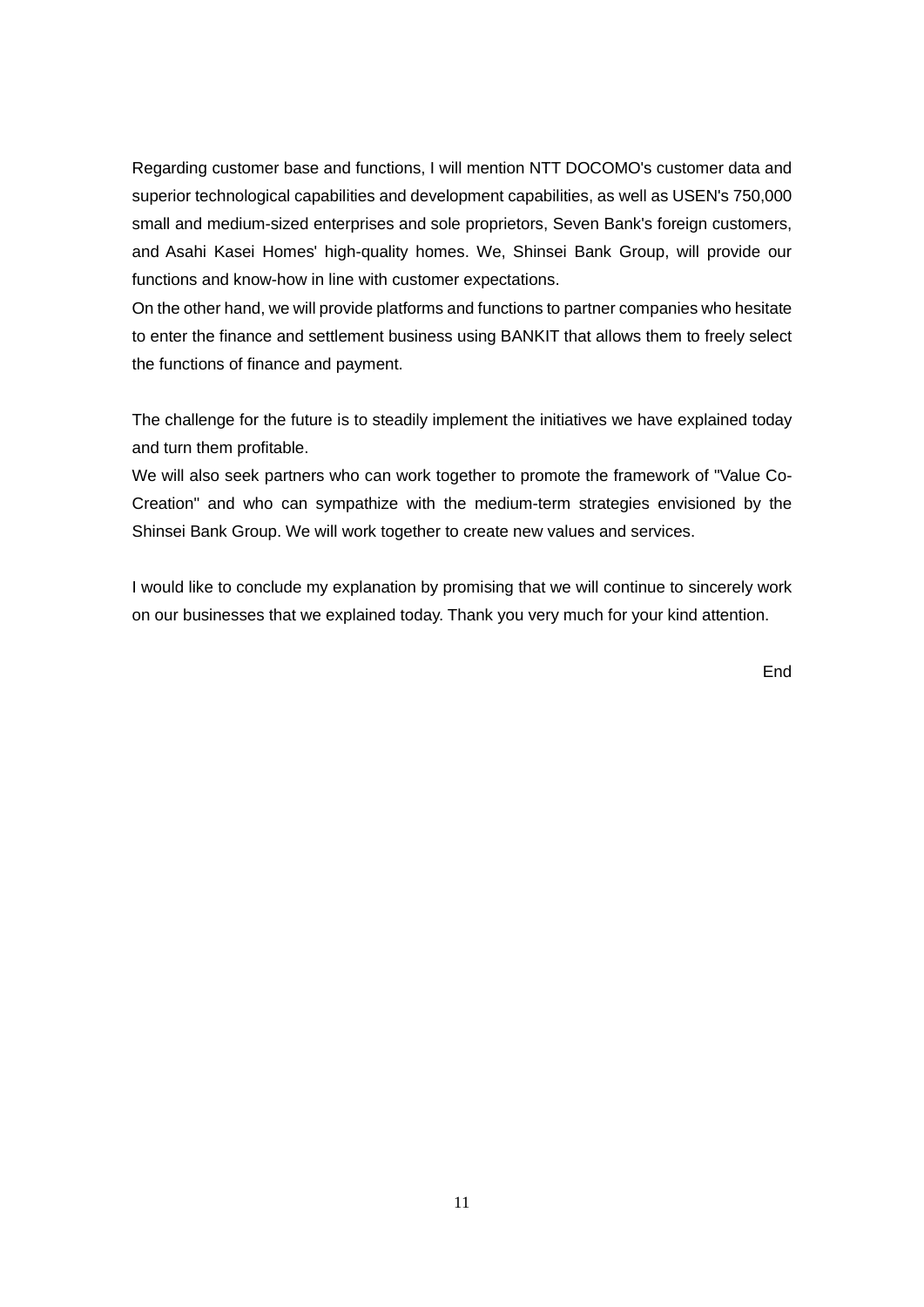Regarding customer base and functions, I will mention NTT DOCOMO's customer data and superior technological capabilities and development capabilities, as well as USEN's 750,000 small and medium-sized enterprises and sole proprietors, Seven Bank's foreign customers, and Asahi Kasei Homes' high-quality homes. We, Shinsei Bank Group, will provide our functions and know-how in line with customer expectations.

On the other hand, we will provide platforms and functions to partner companies who hesitate to enter the finance and settlement business using BANKIT that allows them to freely select the functions of finance and payment.

The challenge for the future is to steadily implement the initiatives we have explained today and turn them profitable.

We will also seek partners who can work together to promote the framework of "Value Co-Creation" and who can sympathize with the medium-term strategies envisioned by the Shinsei Bank Group. We will work together to create new values and services.

I would like to conclude my explanation by promising that we will continue to sincerely work on our businesses that we explained today. Thank you very much for your kind attention.

End